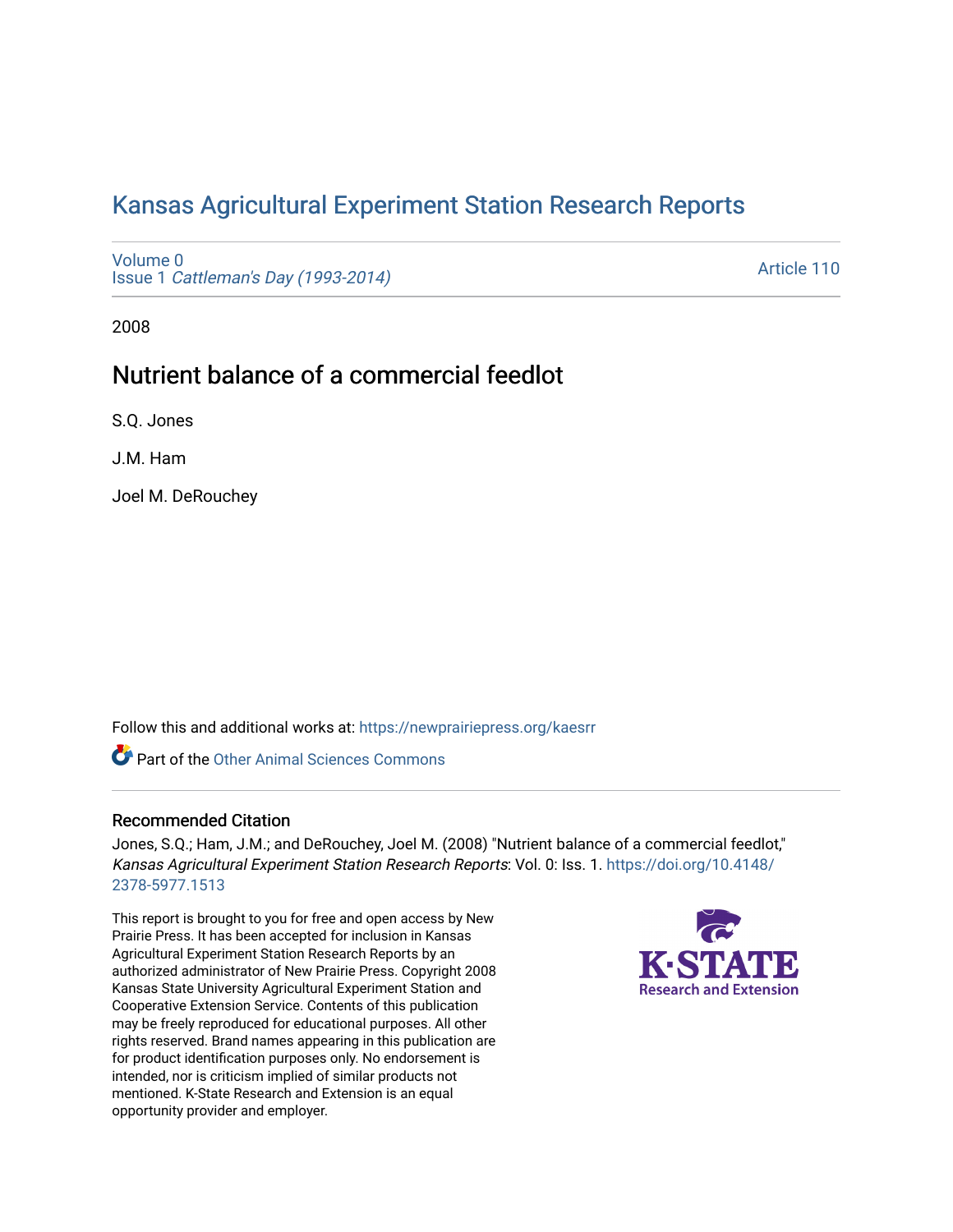# Kansas Agricultural Experiment Station Research Reports

Volume 0
Issue 1 *Cattleman's Day (1993-2014)*

Article 110

2008

## Nutrient balance of a commercial feedlot

S.Q. Jones

J.M. Ham

Joel M. DeRouchey

Follow this and additional works at: https://newprairiepress.org/kaesrr

Part of the Other Animal Sciences Commons

### Recommended Citation

Jones, S.Q.; Ham, J.M.; and DeRouchey, Joel M. (2008) "Nutrient balance of a commercial feedlot," *Kansas Agricultural Experiment Station Research Reports*: Vol. 0: Iss. 1. https://doi.org/10.4148/2378-5977.1513

This report is brought to you for free and open access by New Prairie Press. It has been accepted for inclusion in Kansas Agricultural Experiment Station Research Reports by an authorized administrator of New Prairie Press. Copyright 2008 Kansas State University Agricultural Experiment Station and Cooperative Extension Service. Contents of this publication may be freely reproduced for educational purposes. All other rights reserved. Brand names appearing in this publication are for product identification purposes only. No endorsement is intended, nor is criticism implied of similar products not mentioned. K-State Research and Extension is an equal opportunity provider and employer.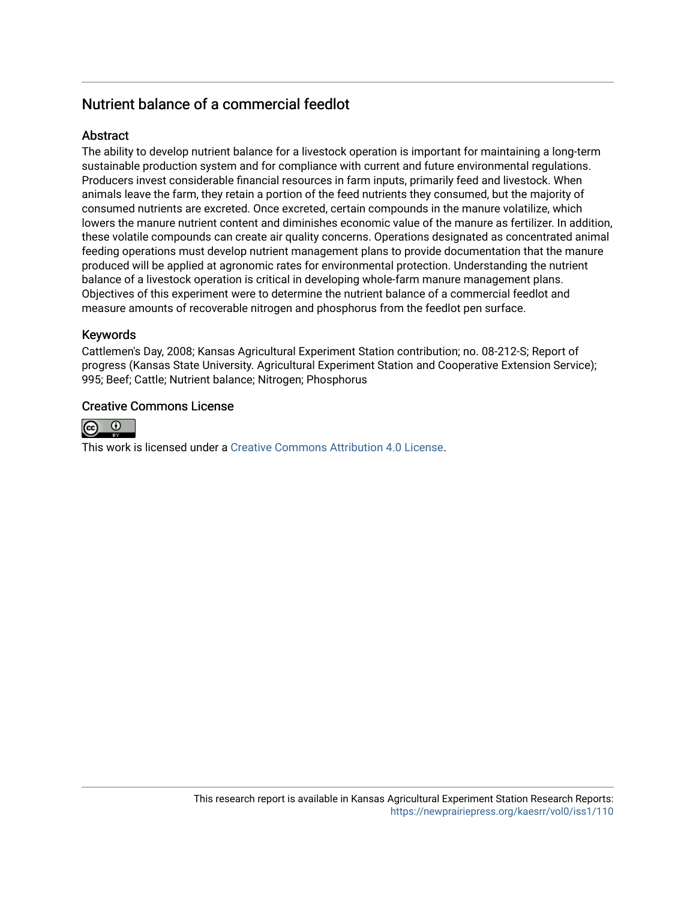## Nutrient balance of a commercial feedlot

### Abstract

The ability to develop nutrient balance for a livestock operation is important for maintaining a long-term sustainable production system and for compliance with current and future environmental regulations. Producers invest considerable financial resources in farm inputs, primarily feed and livestock. When animals leave the farm, they retain a portion of the feed nutrients they consumed, but the majority of consumed nutrients are excreted. Once excreted, certain compounds in the manure volatilize, which lowers the manure nutrient content and diminishes economic value of the manure as fertilizer. In addition, these volatile compounds can create air quality concerns. Operations designated as concentrated animal feeding operations must develop nutrient management plans to provide documentation that the manure produced will be applied at agronomic rates for environmental protection. Understanding the nutrient balance of a livestock operation is critical in developing whole-farm manure management plans. Objectives of this experiment were to determine the nutrient balance of a commercial feedlot and measure amounts of recoverable nitrogen and phosphorus from the feedlot pen surface.

### Keywords

Cattlemen's Day, 2008; Kansas Agricultural Experiment Station contribution; no. 08-212-S; Report of progress (Kansas State University. Agricultural Experiment Station and Cooperative Extension Service); 995; Beef; Cattle; Nutrient balance; Nitrogen; Phosphorus

### Creative Commons License

This work is licensed under a Creative Commons Attribution 4.0 License.

This research report is available in Kansas Agricultural Experiment Station Research Reports: https://newprairiepress.org/kaesrr/vol0/iss1/110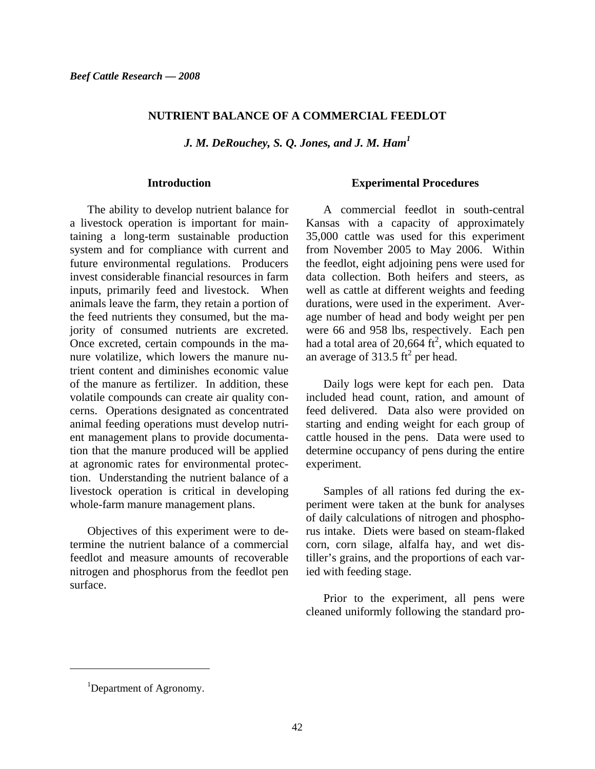# NUTRIENT BALANCE OF A COMMERCIAL FEEDLOT

*J. M. DeRouchey, S. Q. Jones, and J. M. Ham[1]*

## Introduction

The ability to develop nutrient balance for a livestock operation is important for maintaining a long-term sustainable production system and for compliance with current and future environmental regulations. Producers invest considerable financial resources in farm inputs, primarily feed and livestock. When animals leave the farm, they retain a portion of the feed nutrients they consumed, but the majority of consumed nutrients are excreted. Once excreted, certain compounds in the manure volatilize, which lowers the manure nutrient content and diminishes economic value of the manure as fertilizer. In addition, these volatile compounds can create air quality concerns. Operations designated as concentrated animal feeding operations must develop nutrient management plans to provide documentation that the manure produced will be applied at agronomic rates for environmental protection. Understanding the nutrient balance of a livestock operation is critical in developing whole-farm manure management plans.

Objectives of this experiment were to determine the nutrient balance of a commercial feedlot and measure amounts of recoverable nitrogen and phosphorus from the feedlot pen surface.

## Experimental Procedures

A commercial feedlot in south-central Kansas with a capacity of approximately 35,000 cattle was used for this experiment from November 2005 to May 2006. Within the feedlot, eight adjoining pens were used for data collection. Both heifers and steers, as well as cattle at different weights and feeding durations, were used in the experiment. Average number of head and body weight per pen were 66 and 958 lbs, respectively. Each pen had a total area of 20,664 $ft^2$, which equated to an average of 313.5 $ft^2$ per head.

Daily logs were kept for each pen. Data included head count, ration, and amount of feed delivered. Data also were provided on starting and ending weight for each group of cattle housed in the pens. Data were used to determine occupancy of pens during the entire experiment.

Samples of all rations fed during the experiment were taken at the bunk for analyses of daily calculations of nitrogen and phosphorus intake. Diets were based on steam-flaked corn, corn silage, alfalfa hay, and wet distiller's grains, and the proportions of each varied with feeding stage.

Prior to the experiment, all pens were cleaned uniformly following the standard pro-

[1]Department of Agronomy.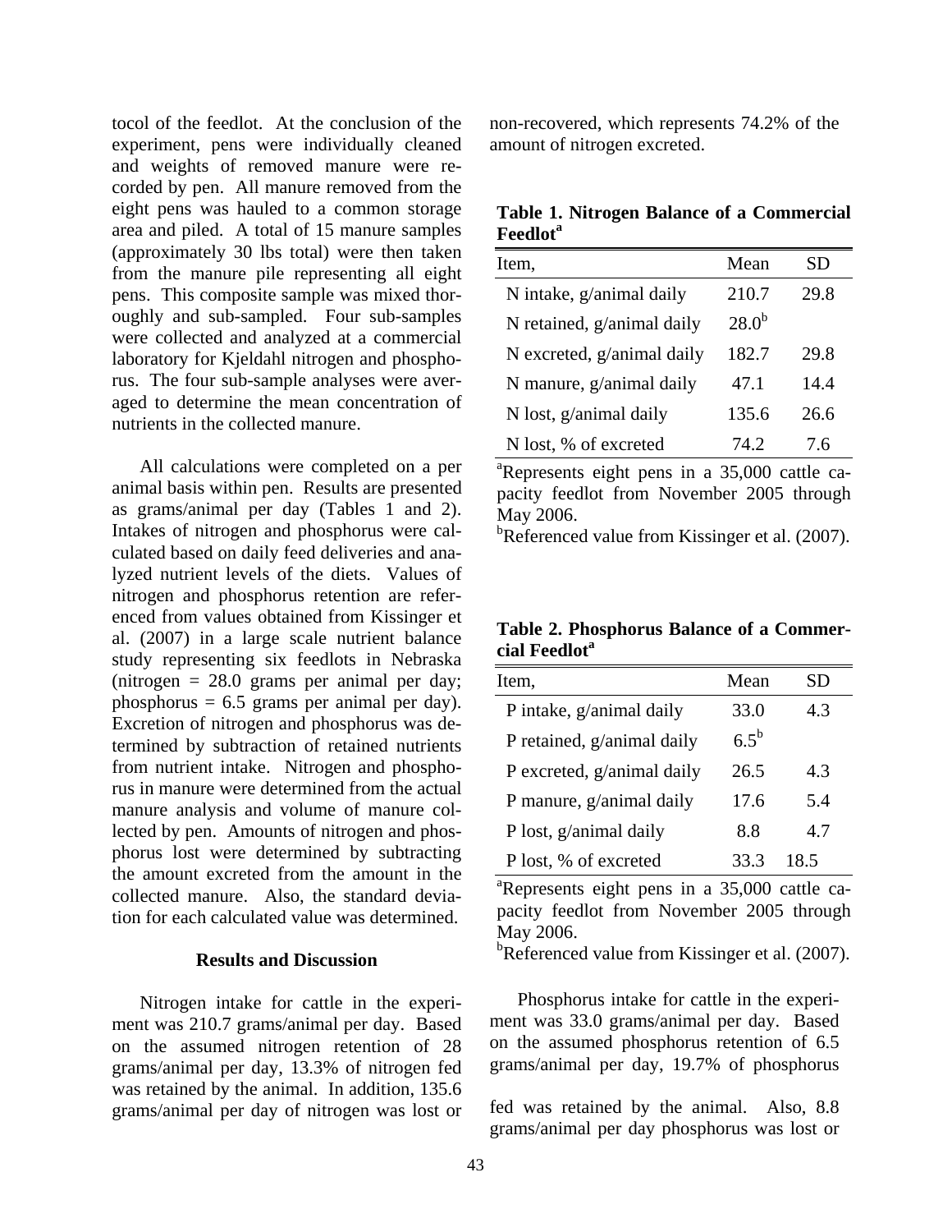tocol of the feedlot. At the conclusion of the experiment, pens were individually cleaned and weights of removed manure were recorded by pen. All manure removed from the eight pens was hauled to a common storage area and piled. A total of 15 manure samples (approximately 30 lbs total) were then taken from the manure pile representing all eight pens. This composite sample was mixed thoroughly and sub-sampled. Four sub-samples were collected and analyzed at a commercial laboratory for Kjeldahl nitrogen and phosphorus. The four sub-sample analyses were averaged to determine the mean concentration of nutrients in the collected manure.

All calculations were completed on a per animal basis within pen. Results are presented as grams/animal per day (Tables 1 and 2). Intakes of nitrogen and phosphorus were calculated based on daily feed deliveries and analyzed nutrient levels of the diets. Values of nitrogen and phosphorus retention are referenced from values obtained from Kissinger et al. (2007) in a large scale nutrient balance study representing six feedlots in Nebraska (nitrogen = 28.0 grams per animal per day; phosphorus = 6.5 grams per animal per day). Excretion of nitrogen and phosphorus was determined by subtraction of retained nutrients from nutrient intake. Nitrogen and phosphorus in manure were determined from the actual manure analysis and volume of manure collected by pen. Amounts of nitrogen and phosphorus lost were determined by subtracting the amount excreted from the amount in the collected manure. Also, the standard deviation for each calculated value was determined.

## Results and Discussion

Nitrogen intake for cattle in the experiment was 210.7 grams/animal per day. Based on the assumed nitrogen retention of 28 grams/animal per day, 13.3% of nitrogen fed was retained by the animal. In addition, 135.6 grams/animal per day of nitrogen was lost or non-recovered, which represents 74.2% of the amount of nitrogen excreted.

**Table 1. Nitrogen Balance of a Commercial Feedlot[a]**

| Item, | Mean | SD |
|---|---|---|
| N intake, g/animal daily | 210.7 | 29.8 |
| N retained, g/animal daily | 28.0[b] | |
| N excreted, g/animal daily | 182.7 | 29.8 |
| N manure, g/animal daily | 47.1 | 14.4 |
| N lost, g/animal daily | 135.6 | 26.6 |
| N lost, % of excreted | 74.2 | 7.6 |

[a]Represents eight pens in a 35,000 cattle capacity feedlot from November 2005 through May 2006.
[b]Referenced value from Kissinger et al. (2007).

**Table 2. Phosphorus Balance of a Commercial Feedlot[a]**

| Item, | Mean | SD |
|---|---|---|
| P intake, g/animal daily | 33.0 | 4.3 |
| P retained, g/animal daily | 6.5[b] | |
| P excreted, g/animal daily | 26.5 | 4.3 |
| P manure, g/animal daily | 17.6 | 5.4 |
| P lost, g/animal daily | 8.8 | 4.7 |
| P lost, % of excreted | 33.3 | 18.5 |

[a]Represents eight pens in a 35,000 cattle capacity feedlot from November 2005 through May 2006.
[b]Referenced value from Kissinger et al. (2007).

Phosphorus intake for cattle in the experiment was 33.0 grams/animal per day. Based on the assumed phosphorus retention of 6.5 grams/animal per day, 19.7% of phosphorus fed was retained by the animal. Also, 8.8 grams/animal per day phosphorus was lost or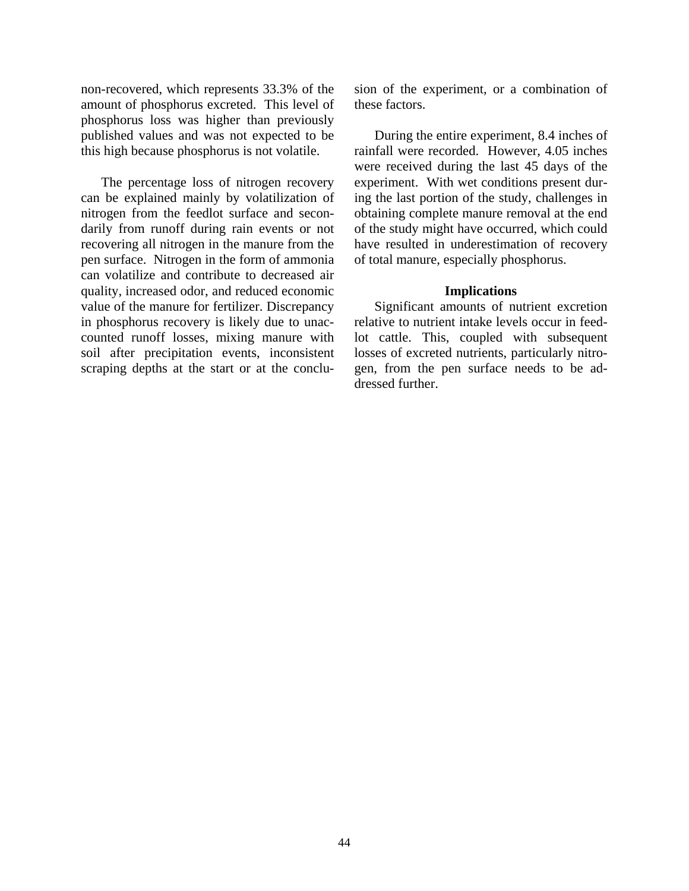non-recovered, which represents 33.3% of the amount of phosphorus excreted. This level of phosphorus loss was higher than previously published values and was not expected to be this high because phosphorus is not volatile.

The percentage loss of nitrogen recovery can be explained mainly by volatilization of nitrogen from the feedlot surface and secondarily from runoff during rain events or not recovering all nitrogen in the manure from the pen surface. Nitrogen in the form of ammonia can volatilize and contribute to decreased air quality, increased odor, and reduced economic value of the manure for fertilizer. Discrepancy in phosphorus recovery is likely due to unaccounted runoff losses, mixing manure with soil after precipitation events, inconsistent scraping depths at the start or at the conclusion of the experiment, or a combination of these factors.

During the entire experiment, 8.4 inches of rainfall were recorded. However, 4.05 inches were received during the last 45 days of the experiment. With wet conditions present during the last portion of the study, challenges in obtaining complete manure removal at the end of the study might have occurred, which could have resulted in underestimation of recovery of total manure, especially phosphorus.

## Implications

Significant amounts of nutrient excretion relative to nutrient intake levels occur in feedlot cattle. This, coupled with subsequent losses of excreted nutrients, particularly nitrogen, from the pen surface needs to be addressed further.